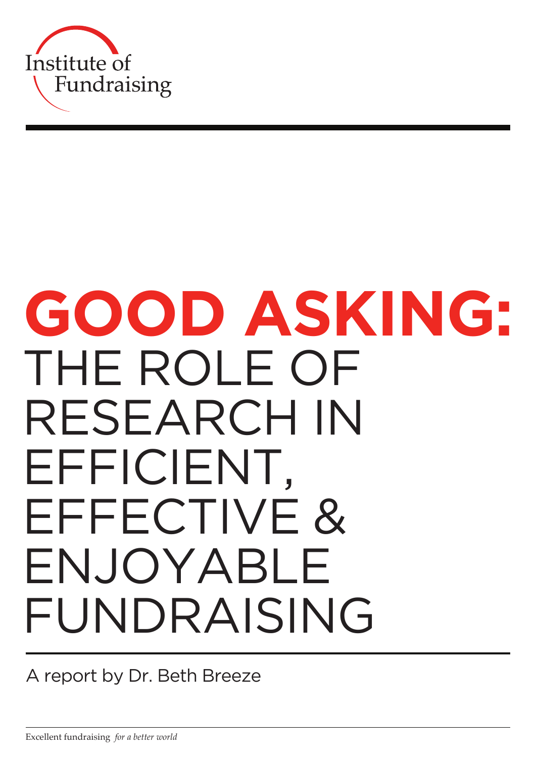Institute of Fundraising

# GOOD ASKING: THE ROLE OF RESEARCH IN EFFICIENT, EFFECTIVE & ENJOYABLE FUNDRAISING

A report by Dr. Beth Breeze

Excellent fundraising *for a better world*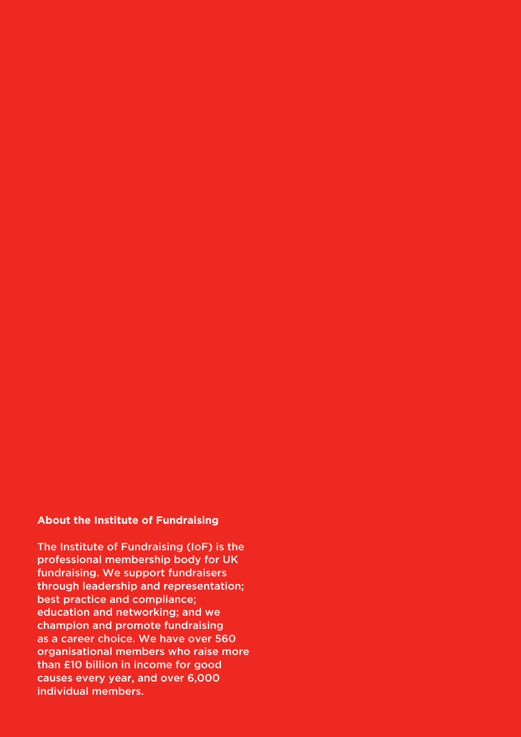**About the Institute of Fundraising**

The Institute of Fundraising (IoF) is the professional membership body for UK fundraising. We support fundraisers through leadership and representation; best practice and compliance; education and networking; and we champion and promote fundraising as a career choice. We have over 560 organisational members who raise more than £10 billion in income for good causes every year, and over 6,000 individual members.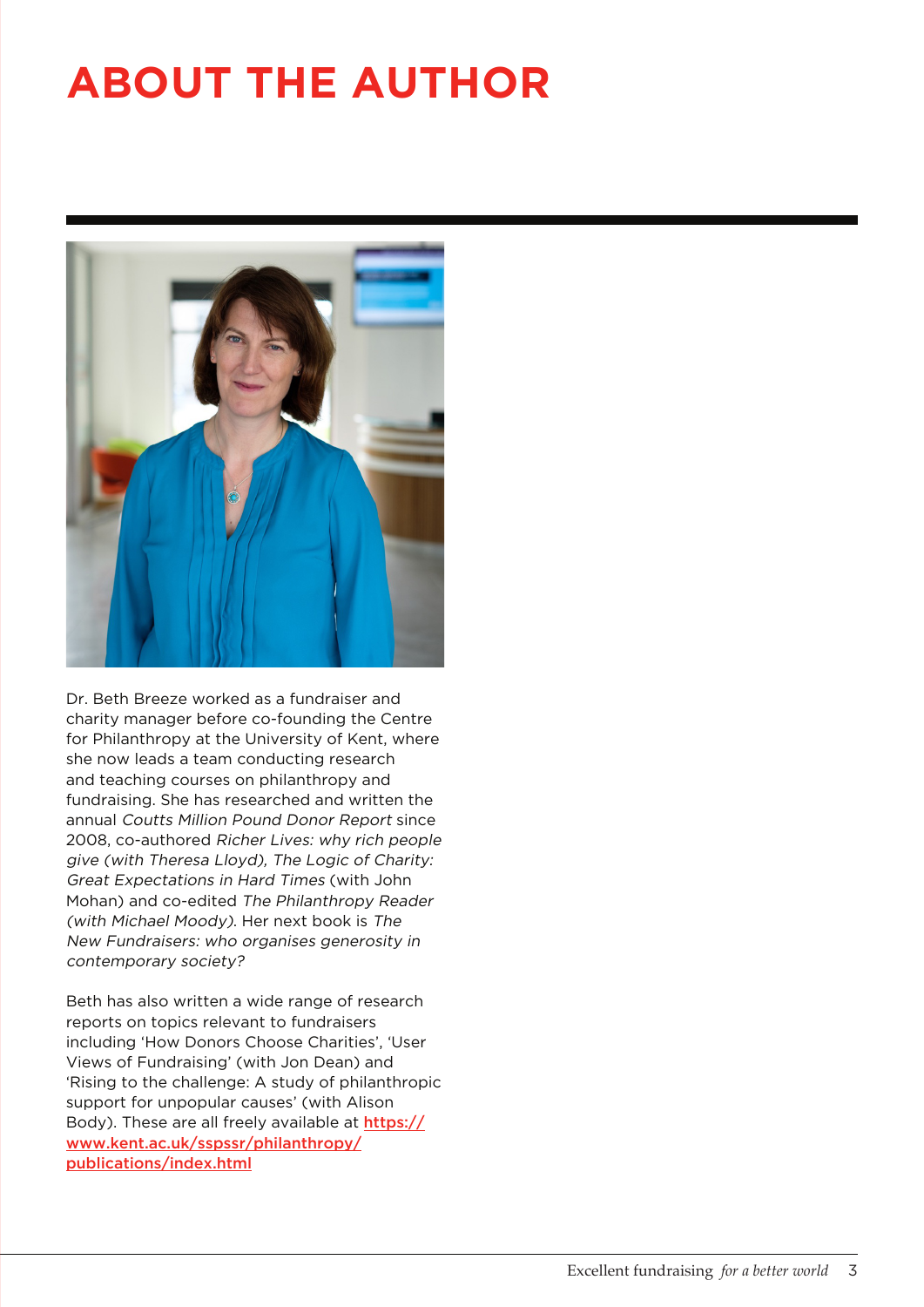# ABOUT THE AUTHOR

Dr. Beth Breeze worked as a fundraiser and charity manager before co-founding the Centre for Philanthropy at the University of Kent, where she now leads a team conducting research and teaching courses on philanthropy and fundraising. She has researched and written the annual *Coutts Million Pound Donor Report* since 2008, co-authored *Richer Lives: why rich people give (with Theresa Lloyd), The Logic of Charity: Great Expectations in Hard Times* (with John Mohan) and co-edited *The Philanthropy Reader (with Michael Moody).* Her next book is *The New Fundraisers: who organises generosity in contemporary society?*

Beth has also written a wide range of research reports on topics relevant to fundraisers including 'How Donors Choose Charities', 'User Views of Fundraising' (with Jon Dean) and 'Rising to the challenge: A study of philanthropic support for unpopular causes' (with Alison Body). These are all freely available at [https://www.kent.ac.uk/sspssr/philanthropy/publications/index.html](https://www.kent.ac.uk/sspssr/philanthropy/publications/index.html)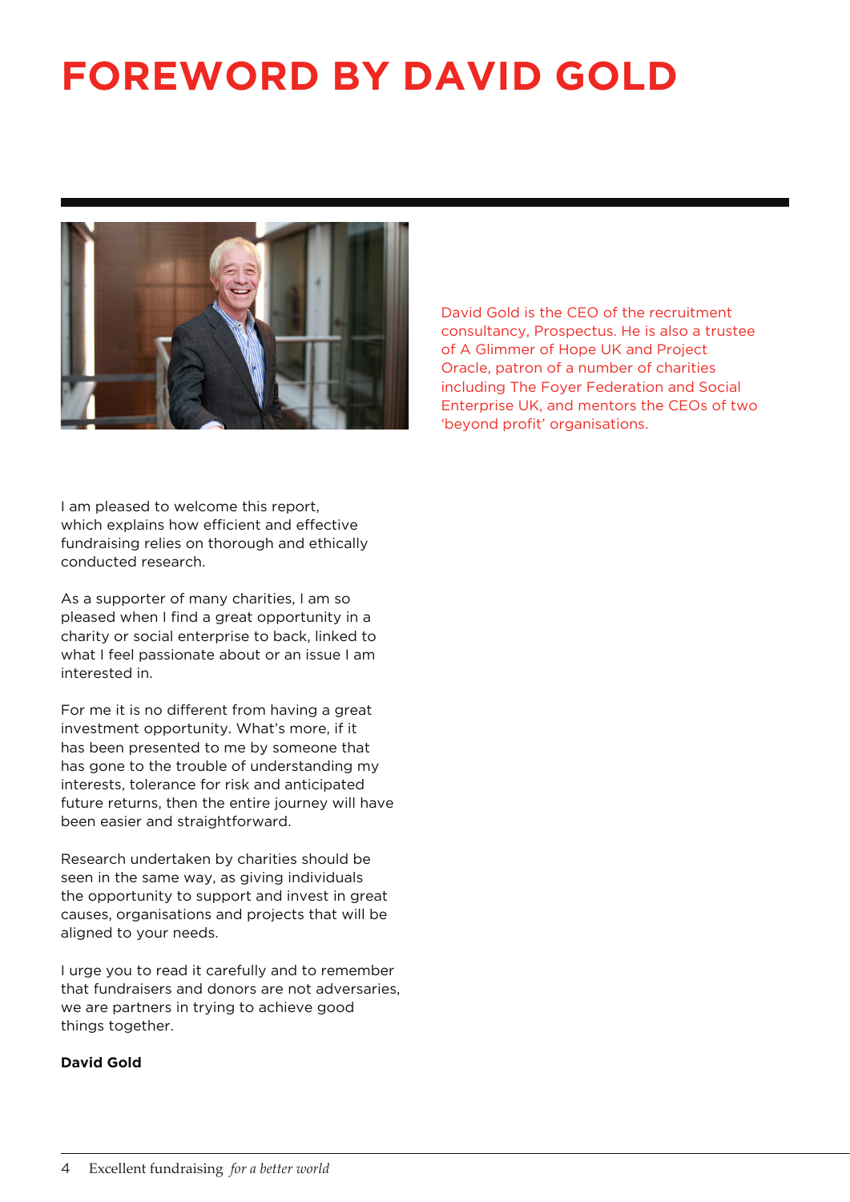# FOREWORD BY DAVID GOLD

David Gold is the CEO of the recruitment consultancy, Prospectus. He is also a trustee of A Glimmer of Hope UK and Project Oracle, patron of a number of charities including The Foyer Federation and Social Enterprise UK, and mentors the CEOs of two 'beyond profit' organisations.

I am pleased to welcome this report, which explains how efficient and effective fundraising relies on thorough and ethically conducted research.

As a supporter of many charities, I am so pleased when I find a great opportunity in a charity or social enterprise to back, linked to what I feel passionate about or an issue I am interested in.

For me it is no different from having a great investment opportunity. What's more, if it has been presented to me by someone that has gone to the trouble of understanding my interests, tolerance for risk and anticipated future returns, then the entire journey will have been easier and straightforward.

Research undertaken by charities should be seen in the same way, as giving individuals the opportunity to support and invest in great causes, organisations and projects that will be aligned to your needs.

I urge you to read it carefully and to remember that fundraisers and donors are not adversaries, we are partners in trying to achieve good things together.

**David Gold**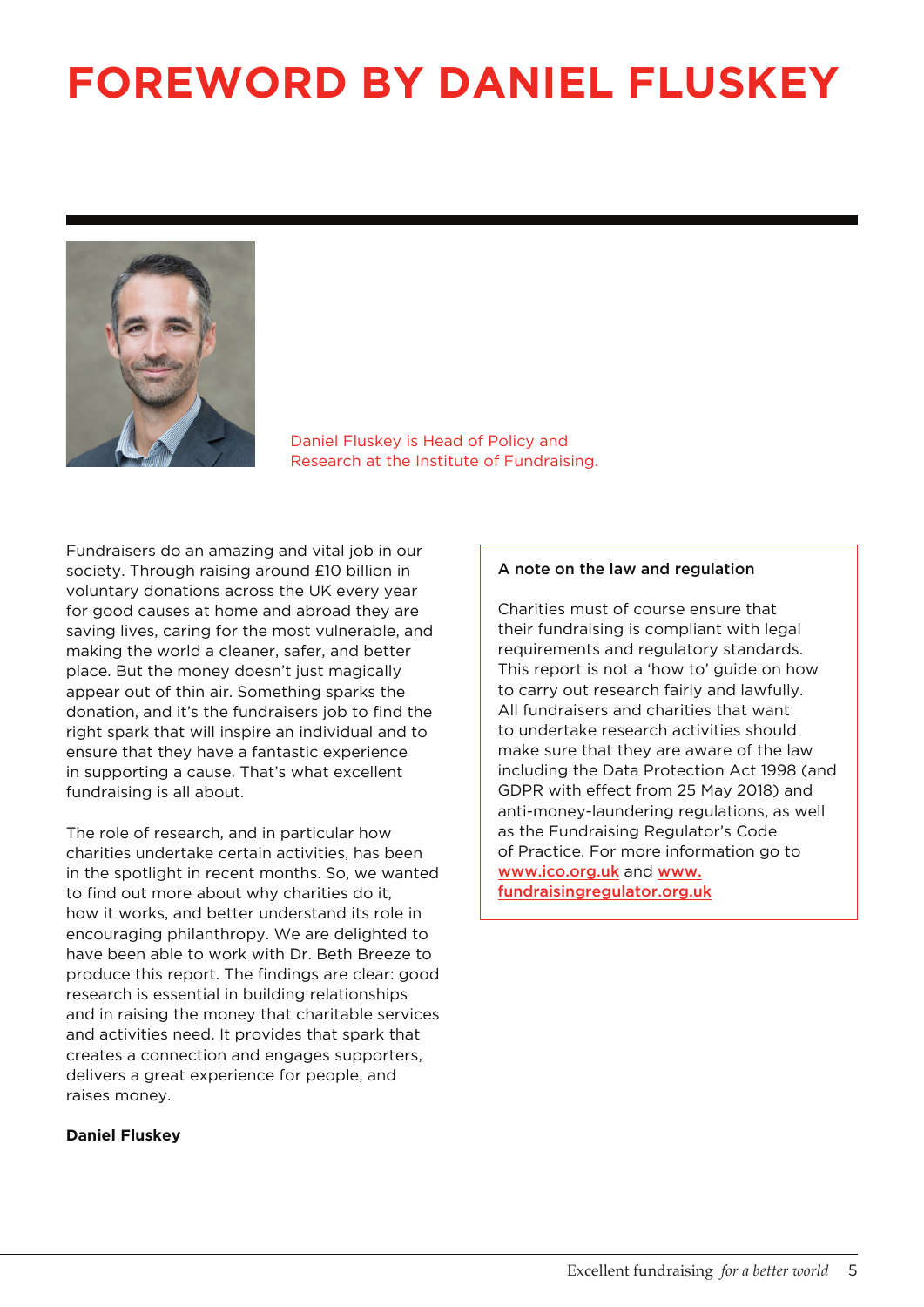# FOREWORD BY DANIEL FLUSKEY

Daniel Fluskey is Head of Policy and Research at the Institute of Fundraising.

Fundraisers do an amazing and vital job in our society. Through raising around £10 billion in voluntary donations across the UK every year for good causes at home and abroad they are saving lives, caring for the most vulnerable, and making the world a cleaner, safer, and better place. But the money doesn't just magically appear out of thin air. Something sparks the donation, and it's the fundraisers job to find the right spark that will inspire an individual and to ensure that they have a fantastic experience in supporting a cause. That's what excellent fundraising is all about.

The role of research, and in particular how charities undertake certain activities, has been in the spotlight in recent months. So, we wanted to find out more about why charities do it, how it works, and better understand its role in encouraging philanthropy. We are delighted to have been able to work with Dr. Beth Breeze to produce this report. The findings are clear: good research is essential in building relationships and in raising the money that charitable services and activities need. It provides that spark that creates a connection and engages supporters, delivers a great experience for people, and raises money.

**Daniel Fluskey**

**A note on the law and regulation**

Charities must of course ensure that their fundraising is compliant with legal requirements and regulatory standards. This report is not a 'how to' guide on how to carry out research fairly and lawfully. All fundraisers and charities that want to undertake research activities should make sure that they are aware of the law including the Data Protection Act 1998 (and GDPR with effect from 25 May 2018) and anti-money-laundering regulations, as well as the Fundraising Regulator's Code of Practice. For more information go to www.ico.org.uk and www.fundraisingregulator.org.uk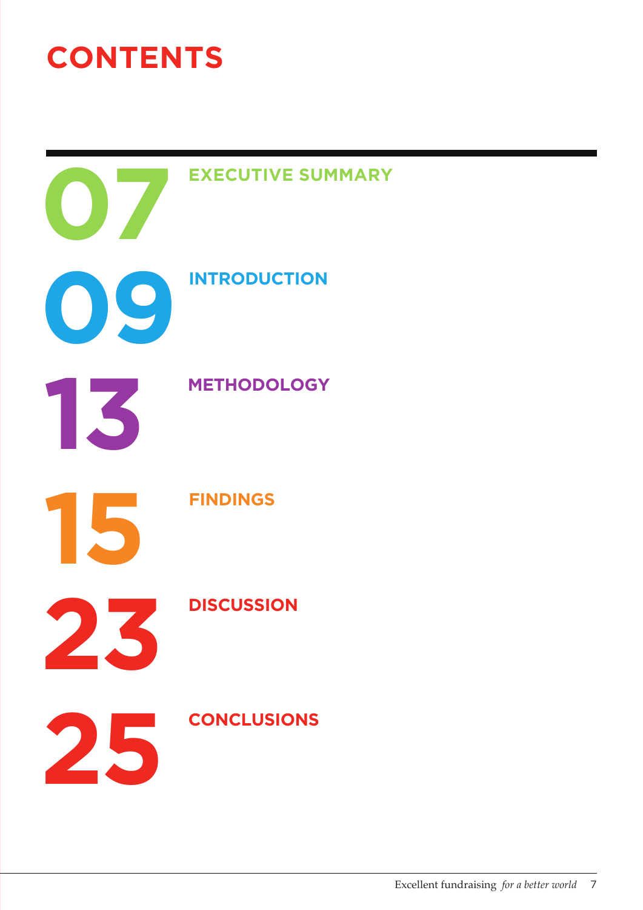# CONTENTS

| | |
|---|---|
| 07 | EXECUTIVE SUMMARY |
| 09 | INTRODUCTION |
| 13 | METHODOLOGY |
| 15 | FINDINGS |
| 23 | DISCUSSION |
| 25 | CONCLUSIONS |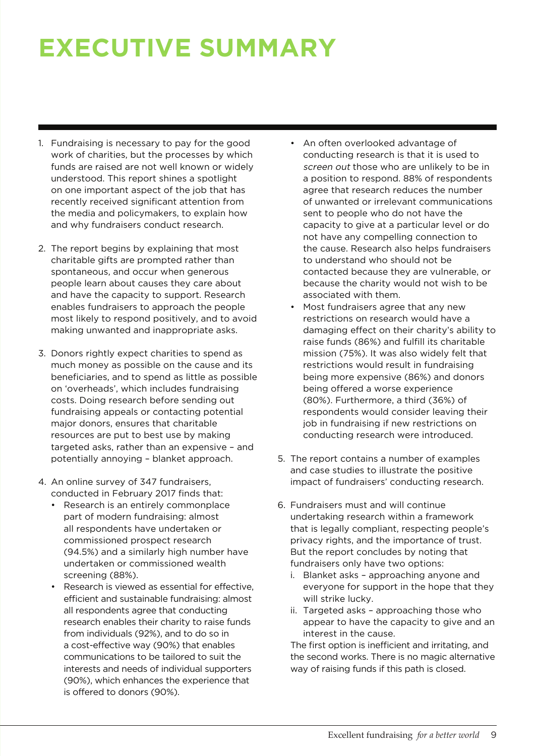# EXECUTIVE SUMMARY

1. Fundraising is necessary to pay for the good work of charities, but the processes by which funds are raised are not well known or widely understood. This report shines a spotlight on one important aspect of the job that has recently received significant attention from the media and policymakers, to explain how and why fundraisers conduct research.

2. The report begins by explaining that most charitable gifts are prompted rather than spontaneous, and occur when generous people learn about causes they care about and have the capacity to support. Research enables fundraisers to approach the people most likely to respond positively, and to avoid making unwanted and inappropriate asks.

3. Donors rightly expect charities to spend as much money as possible on the cause and its beneficiaries, and to spend as little as possible on 'overheads', which includes fundraising costs. Doing research before sending out fundraising appeals or contacting potential major donors, ensures that charitable resources are put to best use by making targeted asks, rather than an expensive – and potentially annoying – blanket approach.

4. An online survey of 347 fundraisers, conducted in February 2017 finds that:
   - Research is an entirely commonplace part of modern fundraising: almost all respondents have undertaken or commissioned prospect research (94.5%) and a similarly high number have undertaken or commissioned wealth screening (88%).
   - Research is viewed as essential for effective, efficient and sustainable fundraising: almost all respondents agree that conducting research enables their charity to raise funds from individuals (92%), and to do so in a cost-effective way (90%) that enables communications to be tailored to suit the interests and needs of individual supporters (90%), which enhances the experience that is offered to donors (90%).
   - An often overlooked advantage of conducting research is that it is used to *screen out* those who are unlikely to be in a position to respond. 88% of respondents agree that research reduces the number of unwanted or irrelevant communications sent to people who do not have the capacity to give at a particular level or do not have any compelling connection to the cause. Research also helps fundraisers to understand who should not be contacted because they are vulnerable, or because the charity would not wish to be associated with them.
   - Most fundraisers agree that any new restrictions on research would have a damaging effect on their charity's ability to raise funds (86%) and fulfill its charitable mission (75%). It was also widely felt that restrictions would result in fundraising being more expensive (86%) and donors being offered a worse experience (80%). Furthermore, a third (36%) of respondents would consider leaving their job in fundraising if new restrictions on conducting research were introduced.

5. The report contains a number of examples and case studies to illustrate the positive impact of fundraisers' conducting research.

6. Fundraisers must and will continue undertaking research within a framework that is legally compliant, respecting people's privacy rights, and the importance of trust. But the report concludes by noting that fundraisers only have two options:
   i. Blanket asks – approaching anyone and everyone for support in the hope that they will strike lucky.
   ii. Targeted asks – approaching those who appear to have the capacity to give and an interest in the cause.

   The first option is inefficient and irritating, and the second works. There is no magic alternative way of raising funds if this path is closed.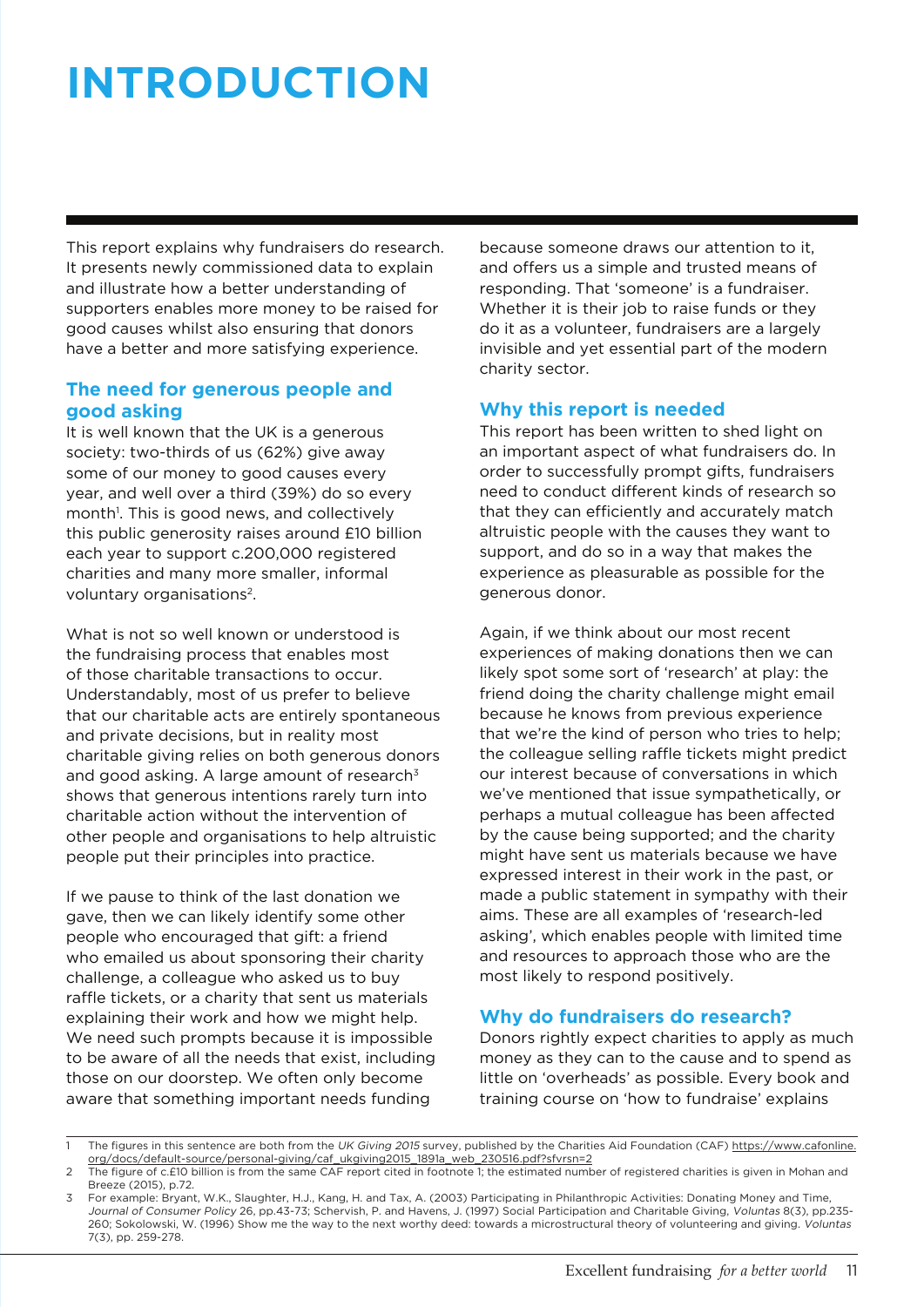# INTRODUCTION

This report explains why fundraisers do research. It presents newly commissioned data to explain and illustrate how a better understanding of supporters enables more money to be raised for good causes whilst also ensuring that donors have a better and more satisfying experience.

## The need for generous people and good asking

It is well known that the UK is a generous society: two-thirds of us (62%) give away some of our money to good causes every year, and well over a third (39%) do so every month[1]. This is good news, and collectively this public generosity raises around £10 billion each year to support c.200,000 registered charities and many more smaller, informal voluntary organisations[2].

What is not so well known or understood is the fundraising process that enables most of those charitable transactions to occur. Understandably, most of us prefer to believe that our charitable acts are entirely spontaneous and private decisions, but in reality most charitable giving relies on both generous donors and good asking. A large amount of research[3] shows that generous intentions rarely turn into charitable action without the intervention of other people and organisations to help altruistic people put their principles into practice.

If we pause to think of the last donation we gave, then we can likely identify some other people who encouraged that gift: a friend who emailed us about sponsoring their charity challenge, a colleague who asked us to buy raffle tickets, or a charity that sent us materials explaining their work and how we might help. We need such prompts because it is impossible to be aware of all the needs that exist, including those on our doorstep. We often only become aware that something important needs funding because someone draws our attention to it, and offers us a simple and trusted means of responding. That 'someone' is a fundraiser. Whether it is their job to raise funds or they do it as a volunteer, fundraisers are a largely invisible and yet essential part of the modern charity sector.

## Why this report is needed

This report has been written to shed light on an important aspect of what fundraisers do. In order to successfully prompt gifts, fundraisers need to conduct different kinds of research so that they can efficiently and accurately match altruistic people with the causes they want to support, and do so in a way that makes the experience as pleasurable as possible for the generous donor.

Again, if we think about our most recent experiences of making donations then we can likely spot some sort of 'research' at play: the friend doing the charity challenge might email because he knows from previous experience that we're the kind of person who tries to help; the colleague selling raffle tickets might predict our interest because of conversations in which we've mentioned that issue sympathetically, or perhaps a mutual colleague has been affected by the cause being supported; and the charity might have sent us materials because we have expressed interest in their work in the past, or made a public statement in sympathy with their aims. These are all examples of 'research-led asking', which enables people with limited time and resources to approach those who are the most likely to respond positively.

## Why do fundraisers do research?

Donors rightly expect charities to apply as much money as they can to the cause and to spend as little on 'overheads' as possible. Every book and training course on 'how to fundraise' explains

---

1. The figures in this sentence are both from the *UK Giving 2015* survey, published by the Charities Aid Foundation (CAF) https://www.cafonline.org/docs/default-source/personal-giving/caf_ukgiving2015_1891a_web_230516.pdf?sfvrsn=2
2. The figure of c.£10 billion is from the same CAF report cited in footnote 1; the estimated number of registered charities is given in Mohan and Breeze (2015), p.72.
3. For example: Bryant, W.K., Slaughter, H.J., Kang, H. and Tax, A. (2003) Participating in Philanthropic Activities: Donating Money and Time, *Journal of Consumer Policy* 26, pp.43-73; Schervish, P. and Havens, J. (1997) Social Participation and Charitable Giving, *Voluntas* 8(3), pp.235-260; Sokolowski, W. (1996) Show me the way to the next worthy deed: towards a microstructural theory of volunteering and giving. *Voluntas* 7(3), pp. 259-278.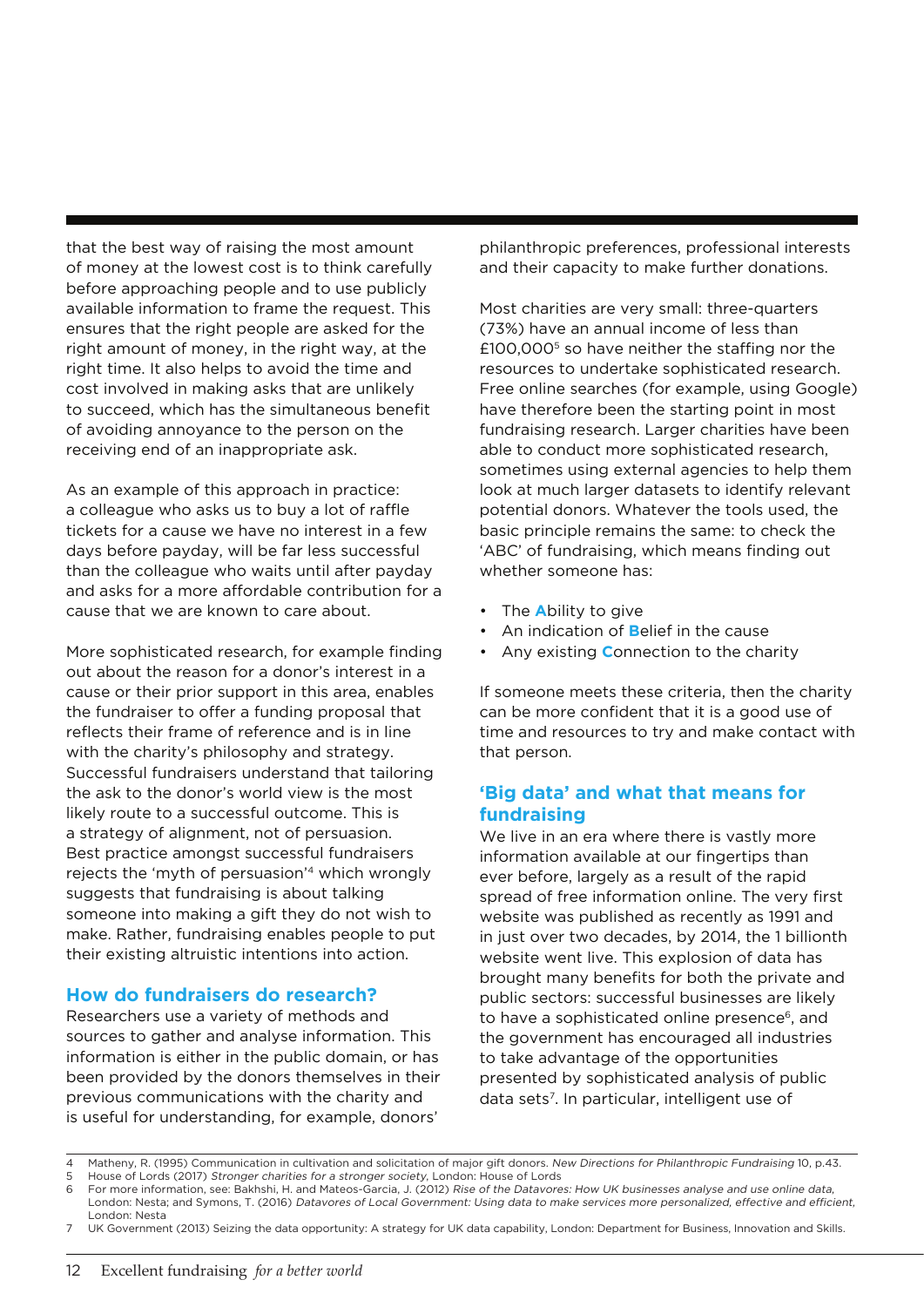that the best way of raising the most amount of money at the lowest cost is to think carefully before approaching people and to use publicly available information to frame the request. This ensures that the right people are asked for the right amount of money, in the right way, at the right time. It also helps to avoid the time and cost involved in making asks that are unlikely to succeed, which has the simultaneous benefit of avoiding annoyance to the person on the receiving end of an inappropriate ask.

As an example of this approach in practice: a colleague who asks us to buy a lot of raffle tickets for a cause we have no interest in a few days before payday, will be far less successful than the colleague who waits until after payday and asks for a more affordable contribution for a cause that we are known to care about.

More sophisticated research, for example finding out about the reason for a donor's interest in a cause or their prior support in this area, enables the fundraiser to offer a funding proposal that reflects their frame of reference and is in line with the charity's philosophy and strategy. Successful fundraisers understand that tailoring the ask to the donor's world view is the most likely route to a successful outcome. This is a strategy of alignment, not of persuasion. Best practice amongst successful fundraisers rejects the 'myth of persuasion'[4] which wrongly suggests that fundraising is about talking someone into making a gift they do not wish to make. Rather, fundraising enables people to put their existing altruistic intentions into action.

## How do fundraisers do research?

Researchers use a variety of methods and sources to gather and analyse information. This information is either in the public domain, or has been provided by the donors themselves in their previous communications with the charity and is useful for understanding, for example, donors' philanthropic preferences, professional interests and their capacity to make further donations.

Most charities are very small: three-quarters (73%) have an annual income of less than £100,000[5] so have neither the staffing nor the resources to undertake sophisticated research. Free online searches (for example, using Google) have therefore been the starting point in most fundraising research. Larger charities have been able to conduct more sophisticated research, sometimes using external agencies to help them look at much larger datasets to identify relevant potential donors. Whatever the tools used, the basic principle remains the same: to check the 'ABC' of fundraising, which means finding out whether someone has:

- The **A**bility to give
- An indication of **B**elief in the cause
- Any existing **C**onnection to the charity

If someone meets these criteria, then the charity can be more confident that it is a good use of time and resources to try and make contact with that person.

## 'Big data' and what that means for fundraising

We live in an era where there is vastly more information available at our fingertips than ever before, largely as a result of the rapid spread of free information online. The very first website was published as recently as 1991 and in just over two decades, by 2014, the 1 billionth website went live. This explosion of data has brought many benefits for both the private and public sectors: successful businesses are likely to have a sophisticated online presence[6], and the government has encouraged all industries to take advantage of the opportunities presented by sophisticated analysis of public data sets[7]. In particular, intelligent use of

---

4 Matheny, R. (1995) Communication in cultivation and solicitation of major gift donors. *New Directions for Philanthropic Fundraising* 10, p.43.

5 House of Lords (2017) *Stronger charities for a stronger society*, London: House of Lords

6 For more information, see: Bakhshi, H. and Mateos-Garcia, J. (2012) *Rise of the Datavores: How UK businesses analyse and use online data*, London: Nesta; and Symons, T. (2016) *Datavores of Local Government: Using data to make services more personalized, effective and efficient*, London: Nesta

7 UK Government (2013) Seizing the data opportunity: A strategy for UK data capability, London: Department for Business, Innovation and Skills.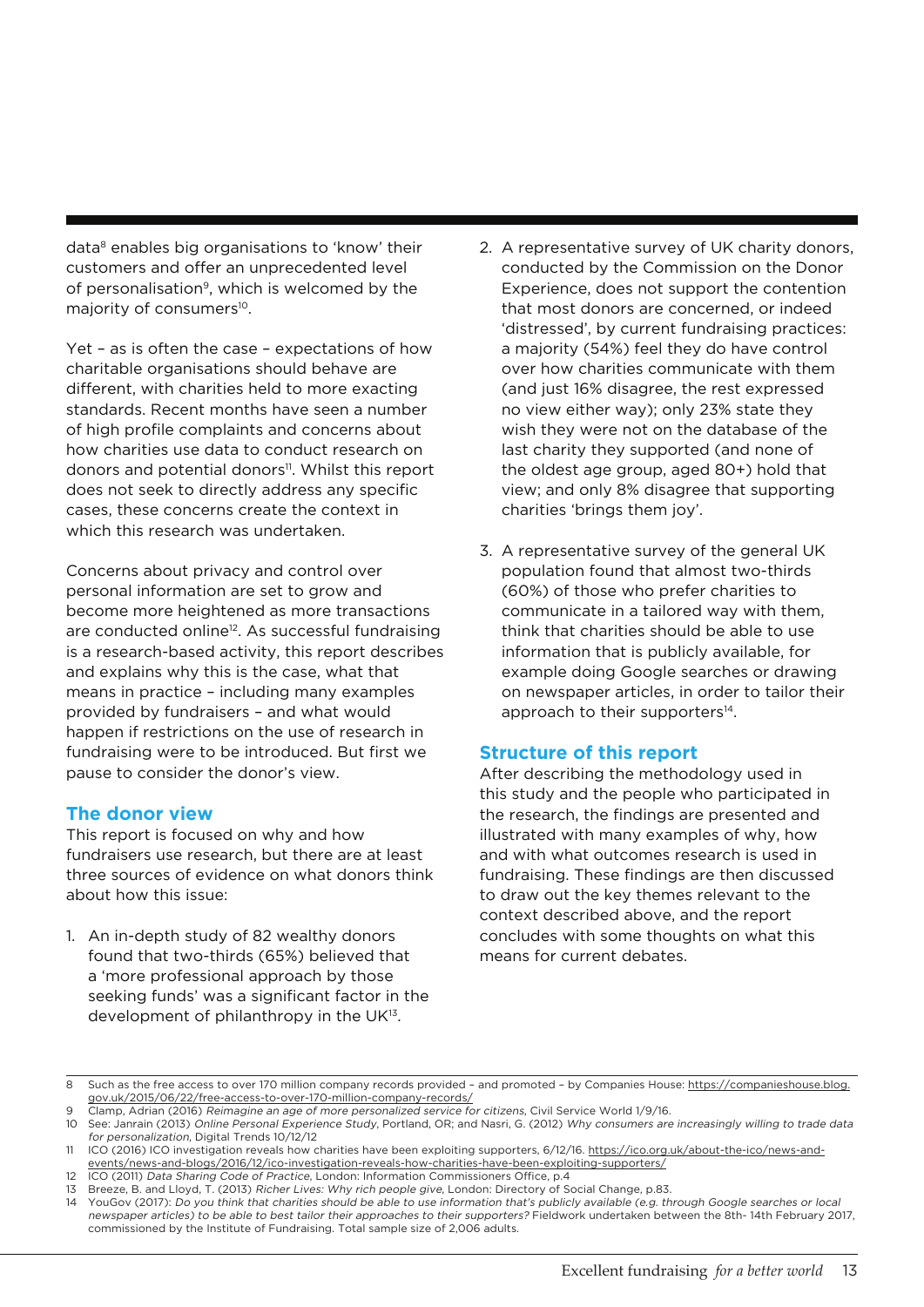data[8] enables big organisations to 'know' their customers and offer an unprecedented level of personalisation[9], which is welcomed by the majority of consumers[10].

Yet – as is often the case – expectations of how charitable organisations should behave are different, with charities held to more exacting standards. Recent months have seen a number of high profile complaints and concerns about how charities use data to conduct research on donors and potential donors[11]. Whilst this report does not seek to directly address any specific cases, these concerns create the context in which this research was undertaken.

Concerns about privacy and control over personal information are set to grow and become more heightened as more transactions are conducted online[12]. As successful fundraising is a research-based activity, this report describes and explains why this is the case, what that means in practice – including many examples provided by fundraisers – and what would happen if restrictions on the use of research in fundraising were to be introduced. But first we pause to consider the donor's view.

## The donor view

This report is focused on why and how fundraisers use research, but there are at least three sources of evidence on what donors think about how this issue:

1. An in-depth study of 82 wealthy donors found that two-thirds (65%) believed that a 'more professional approach by those seeking funds' was a significant factor in the development of philanthropy in the UK[13].
2. A representative survey of UK charity donors, conducted by the Commission on the Donor Experience, does not support the contention that most donors are concerned, or indeed 'distressed', by current fundraising practices: a majority (54%) feel they do have control over how charities communicate with them (and just 16% disagree, the rest expressed no view either way); only 23% state they wish they were not on the database of the last charity they supported (and none of the oldest age group, aged 80+) hold that view; and only 8% disagree that supporting charities 'brings them joy'.
3. A representative survey of the general UK population found that almost two-thirds (60%) of those who prefer charities to communicate in a tailored way with them, think that charities should be able to use information that is publicly available, for example doing Google searches or drawing on newspaper articles, in order to tailor their approach to their supporters[14].

## Structure of this report

After describing the methodology used in this study and the people who participated in the research, the findings are presented and illustrated with many examples of why, how and with what outcomes research is used in fundraising. These findings are then discussed to draw out the key themes relevant to the context described above, and the report concludes with some thoughts on what this means for current debates.

---

8 Such as the free access to over 170 million company records provided – and promoted – by Companies House: https://companieshouse.blog.gov.uk/2015/06/22/free-access-to-over-170-million-company-records/

9 Clamp, Adrian (2016) *Reimagine an age of more personalized service for citizens*, Civil Service World 1/9/16.

10 See: Janrain (2013) *Online Personal Experience Study*, Portland, OR; and Nasri, G. (2012) *Why consumers are increasingly willing to trade data for personalization*, Digital Trends 10/12/12

11 ICO (2016) ICO investigation reveals how charities have been exploiting supporters, 6/12/16. https://ico.org.uk/about-the-ico/news-and-events/news-and-blogs/2016/12/ico-investigation-reveals-how-charities-have-been-exploiting-supporters/

12 ICO (2011) *Data Sharing Code of Practice*, London: Information Commissioners Office, p.4

13 Breeze, B. and Lloyd, T. (2013) *Richer Lives: Why rich people give*, London: Directory of Social Change, p.83.

14 YouGov (2017): *Do you think that charities should be able to use information that's publicly available (e.g. through Google searches or local newspaper articles) to be able to best tailor their approaches to their supporters?* Fieldwork undertaken between the 8th- 14th February 2017, commissioned by the Institute of Fundraising. Total sample size of 2,006 adults.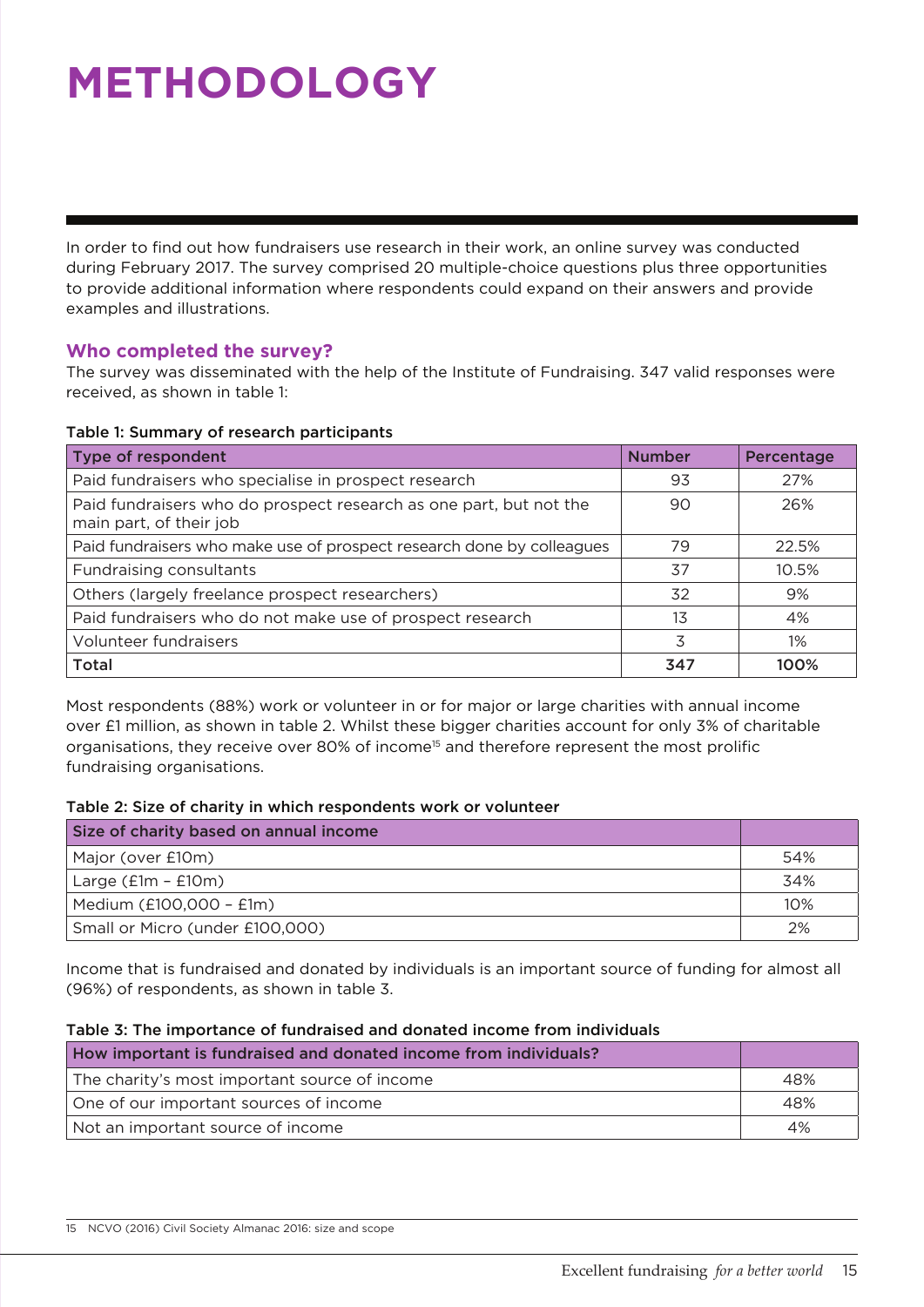# METHODOLOGY

In order to find out how fundraisers use research in their work, an online survey was conducted during February 2017. The survey comprised 20 multiple-choice questions plus three opportunities to provide additional information where respondents could expand on their answers and provide examples and illustrations.

## Who completed the survey?

The survey was disseminated with the help of the Institute of Fundraising. 347 valid responses were received, as shown in table 1:

**Table 1: Summary of research participants**

| Type of respondent | Number | Percentage |
| --- | --- | --- |
| Paid fundraisers who specialise in prospect research | 93 | 27% |
| Paid fundraisers who do prospect research as one part, but not the main part, of their job | 90 | 26% |
| Paid fundraisers who make use of prospect research done by colleagues | 79 | 22.5% |
| Fundraising consultants | 37 | 10.5% |
| Others (largely freelance prospect researchers) | 32 | 9% |
| Paid fundraisers who do not make use of prospect research | 13 | 4% |
| Volunteer fundraisers | 3 | 1% |
| **Total** | **347** | **100%** |

Most respondents (88%) work or volunteer in or for major or large charities with annual income over £1 million, as shown in table 2. Whilst these bigger charities account for only 3% of charitable organisations, they receive over 80% of income[15] and therefore represent the most prolific fundraising organisations.

**Table 2: Size of charity in which respondents work or volunteer**

| Size of charity based on annual income | |
| --- | --- |
| Major (over £10m) | 54% |
| Large (£1m – £10m) | 34% |
| Medium (£100,000 – £1m) | 10% |
| Small or Micro (under £100,000) | 2% |

Income that is fundraised and donated by individuals is an important source of funding for almost all (96%) of respondents, as shown in table 3.

**Table 3: The importance of fundraised and donated income from individuals**

| How important is fundraised and donated income from individuals? | |
| --- | --- |
| The charity's most important source of income | 48% |
| One of our important sources of income | 48% |
| Not an important source of income | 4% |

15 NCVO (2016) Civil Society Almanac 2016: size and scope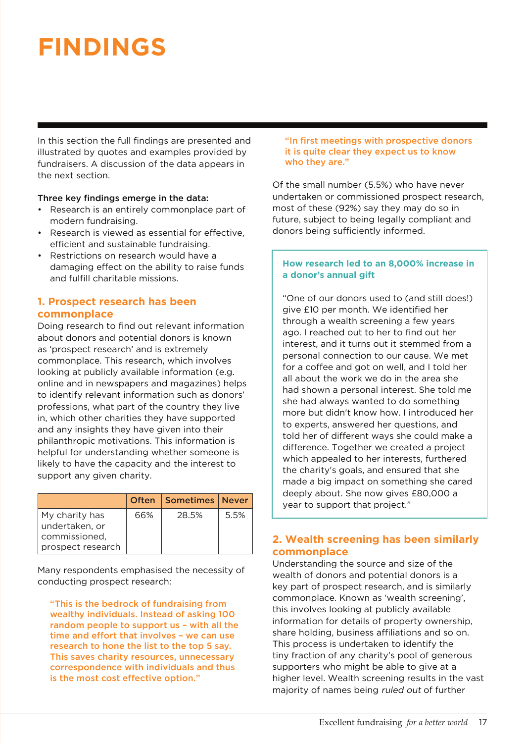# FINDINGS

In this section the full findings are presented and illustrated by quotes and examples provided by fundraisers. A discussion of the data appears in the next section.

**Three key findings emerge in the data:**

- Research is an entirely commonplace part of modern fundraising.
- Research is viewed as essential for effective, efficient and sustainable fundraising.
- Restrictions on research would have a damaging effect on the ability to raise funds and fulfill charitable missions.

## 1. Prospect research has been commonplace

Doing research to find out relevant information about donors and potential donors is known as 'prospect research' and is extremely commonplace. This research, which involves looking at publicly available information (e.g. online and in newspapers and magazines) helps to identify relevant information such as donors' professions, what part of the country they live in, which other charities they have supported and any insights they have given into their philanthropic motivations. This information is helpful for understanding whether someone is likely to have the capacity and the interest to support any given charity.

| | Often | Sometimes | Never |
|---|---|---|---|
| My charity has undertaken, or commissioned, prospect research | 66% | 28.5% | 5.5% |

Many respondents emphasised the necessity of conducting prospect research:

> **"This is the bedrock of fundraising from wealthy individuals. Instead of asking 100 random people to support us – with all the time and effort that involves – we can use research to hone the list to the top 5 say. This saves charity resources, unnecessary correspondence with individuals and thus is the most cost effective option."**

> **"In first meetings with prospective donors it is quite clear they expect us to know who they are."**

Of the small number (5.5%) who have never undertaken or commissioned prospect research, most of these (92%) say they may do so in future, subject to being legally compliant and donors being sufficiently informed.

> **How research led to an 8,000% increase in a donor's annual gift**
>
> "One of our donors used to (and still does!) give £10 per month. We identified her through a wealth screening a few years ago. I reached out to her to find out her interest, and it turns out it stemmed from a personal connection to our cause. We met for a coffee and got on well, and I told her all about the work we do in the area she had shown a personal interest. She told me she had always wanted to do something more but didn't know how. I introduced her to experts, answered her questions, and told her of different ways she could make a difference. Together we created a project which appealed to her interests, furthered the charity's goals, and ensured that she made a big impact on something she cared deeply about. She now gives £80,000 a year to support that project."

## 2. Wealth screening has been similarly commonplace

Understanding the source and size of the wealth of donors and potential donors is a key part of prospect research, and is similarly commonplace. Known as 'wealth screening', this involves looking at publicly available information for details of property ownership, share holding, business affiliations and so on. This process is undertaken to identify the tiny fraction of any charity's pool of generous supporters who might be able to give at a higher level. Wealth screening results in the vast majority of names being *ruled out* of further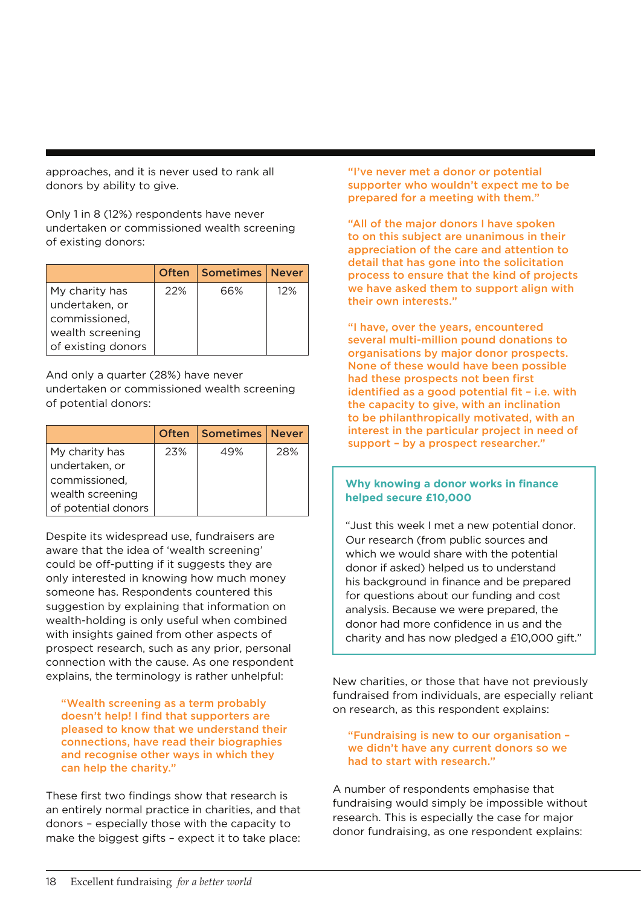approaches, and it is never used to rank all donors by ability to give.

Only 1 in 8 (12%) respondents have never undertaken or commissioned wealth screening of existing donors:

| | Often | Sometimes | Never |
|---|---|---|---|
| My charity has undertaken, or commissioned, wealth screening of existing donors | 22% | 66% | 12% |

And only a quarter (28%) have never undertaken or commissioned wealth screening of potential donors:

| | Often | Sometimes | Never |
|---|---|---|---|
| My charity has undertaken, or commissioned, wealth screening of potential donors | 23% | 49% | 28% |

Despite its widespread use, fundraisers are aware that the idea of 'wealth screening' could be off-putting if it suggests they are only interested in knowing how much money someone has. Respondents countered this suggestion by explaining that information on wealth-holding is only useful when combined with insights gained from other aspects of prospect research, such as any prior, personal connection with the cause. As one respondent explains, the terminology is rather unhelpful:

> **"Wealth screening as a term probably doesn't help! I find that supporters are pleased to know that we understand their connections, have read their biographies and recognise other ways in which they can help the charity."**

These first two findings show that research is an entirely normal practice in charities, and that donors – especially those with the capacity to make the biggest gifts – expect it to take place:

> **"I've never met a donor or potential supporter who wouldn't expect me to be prepared for a meeting with them."**

> **"All of the major donors I have spoken to on this subject are unanimous in their appreciation of the care and attention to detail that has gone into the solicitation process to ensure that the kind of projects we have asked them to support align with their own interests."**

> **"I have, over the years, encountered several multi-million pound donations to organisations by major donor prospects. None of these would have been possible had these prospects not been first identified as a good potential fit – i.e. with the capacity to give, with an inclination to be philanthropically motivated, with an interest in the particular project in need of support – by a prospect researcher."**

### Why knowing a donor works in finance helped secure £10,000

"Just this week I met a new potential donor. Our research (from public sources and which we would share with the potential donor if asked) helped us to understand his background in finance and be prepared for questions about our funding and cost analysis. Because we were prepared, the donor had more confidence in us and the charity and has now pledged a £10,000 gift."

New charities, or those that have not previously fundraised from individuals, are especially reliant on research, as this respondent explains:

> **"Fundraising is new to our organisation – we didn't have any current donors so we had to start with research."**

A number of respondents emphasise that fundraising would simply be impossible without research. This is especially the case for major donor fundraising, as one respondent explains: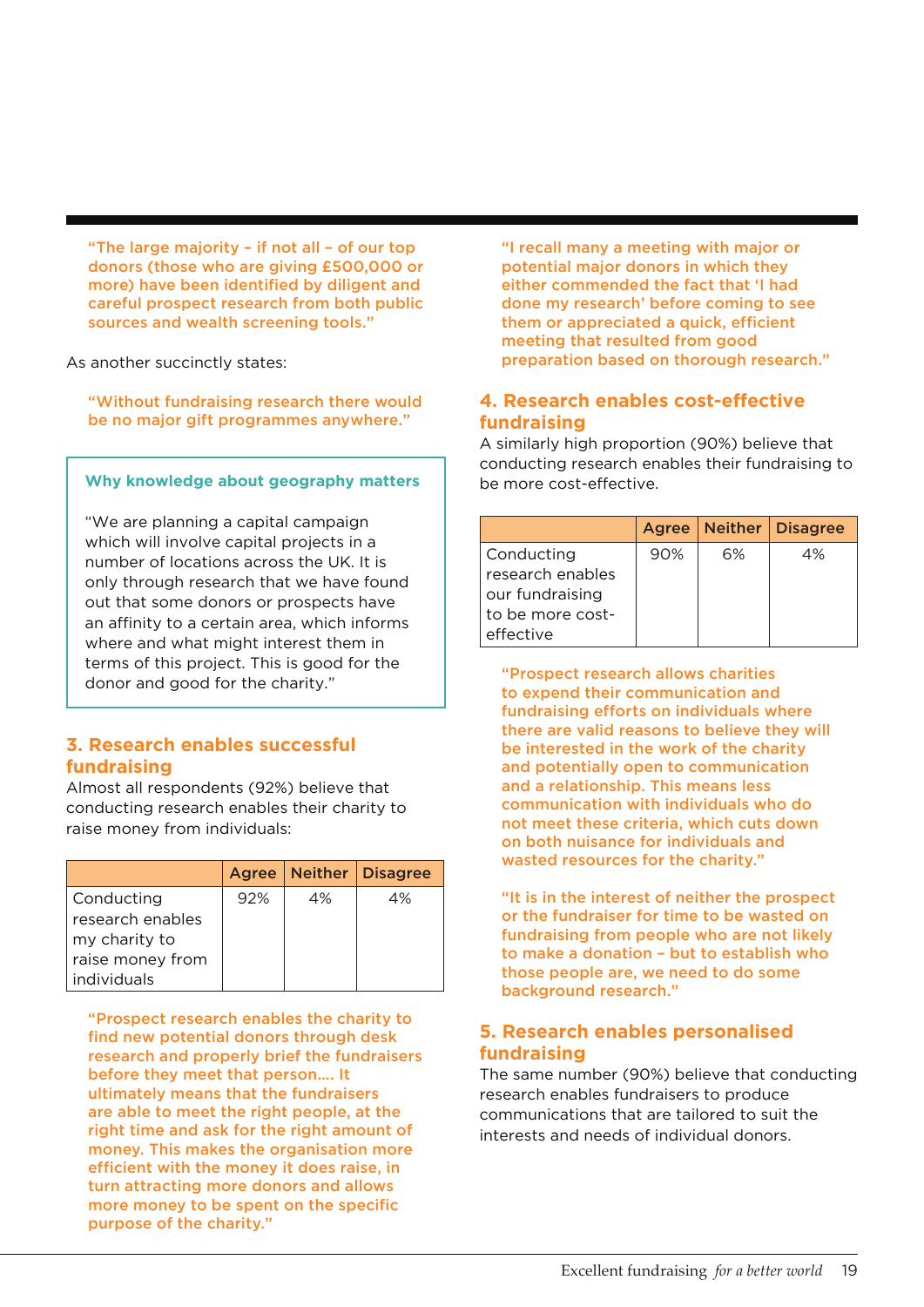"The large majority – if not all – of our top donors (those who are giving £500,000 or more) have been identified by diligent and careful prospect research from both public sources and wealth screening tools."

As another succinctly states:

"Without fundraising research there would be no major gift programmes anywhere."

> **Why knowledge about geography matters**
>
> "We are planning a capital campaign which will involve capital projects in a number of locations across the UK. It is only through research that we have found out that some donors or prospects have an affinity to a certain area, which informs where and what might interest them in terms of this project. This is good for the donor and good for the charity."

## 3. Research enables successful fundraising

Almost all respondents (92%) believe that conducting research enables their charity to raise money from individuals:

| | Agree | Neither | Disagree |
|---|---|---|---|
| Conducting research enables my charity to raise money from individuals | 92% | 4% | 4% |

"Prospect research enables the charity to find new potential donors through desk research and properly brief the fundraisers before they meet that person.... It ultimately means that the fundraisers are able to meet the right people, at the right time and ask for the right amount of money. This makes the organisation more efficient with the money it does raise, in turn attracting more donors and allows more money to be spent on the specific purpose of the charity."

"I recall many a meeting with major or potential major donors in which they either commended the fact that 'I had done my research' before coming to see them or appreciated a quick, efficient meeting that resulted from good preparation based on thorough research."

## 4. Research enables cost-effective fundraising

A similarly high proportion (90%) believe that conducting research enables their fundraising to be more cost-effective.

| | Agree | Neither | Disagree |
|---|---|---|---|
| Conducting research enables our fundraising to be more cost-effective | 90% | 6% | 4% |

"Prospect research allows charities to expend their communication and fundraising efforts on individuals where there are valid reasons to believe they will be interested in the work of the charity and potentially open to communication and a relationship. This means less communication with individuals who do not meet these criteria, which cuts down on both nuisance for individuals and wasted resources for the charity."

"It is in the interest of neither the prospect or the fundraiser for time to be wasted on fundraising from people who are not likely to make a donation – but to establish who those people are, we need to do some background research."

## 5. Research enables personalised fundraising

The same number (90%) believe that conducting research enables fundraisers to produce communications that are tailored to suit the interests and needs of individual donors.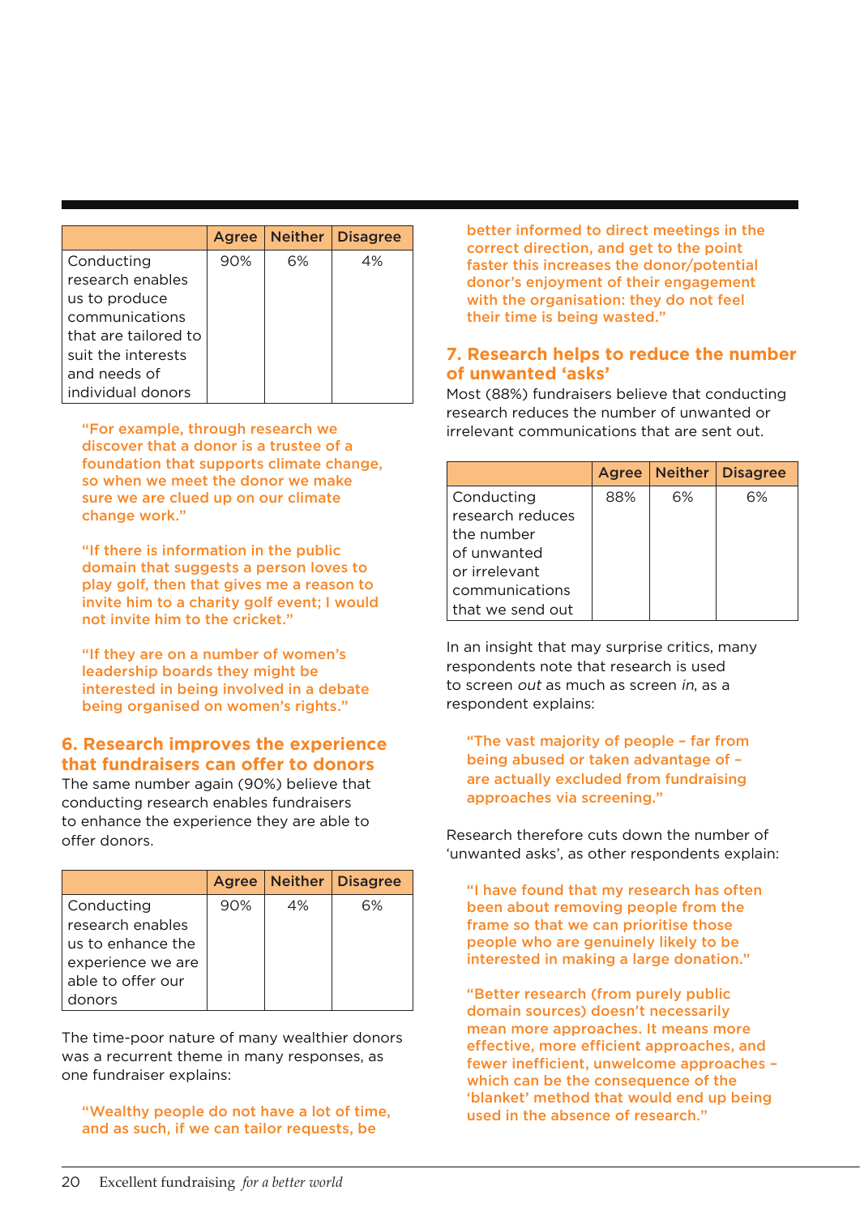| | Agree | Neither | Disagree |
|---|---|---|---|
| Conducting research enables us to produce communications that are tailored to suit the interests and needs of individual donors | 90% | 6% | 4% |

> "For example, through research we discover that a donor is a trustee of a foundation that supports climate change, so when we meet the donor we make sure we are clued up on our climate change work."

> "If there is information in the public domain that suggests a person loves to play golf, then that gives me a reason to invite him to a charity golf event; I would not invite him to the cricket."

> "If they are on a number of women's leadership boards they might be interested in being involved in a debate being organised on women's rights."

## 6. Research improves the experience that fundraisers can offer to donors

The same number again (90%) believe that conducting research enables fundraisers to enhance the experience they are able to offer donors.

| | Agree | Neither | Disagree |
|---|---|---|---|
| Conducting research enables us to enhance the experience we are able to offer our donors | 90% | 4% | 6% |

The time-poor nature of many wealthier donors was a recurrent theme in many responses, as one fundraiser explains:

> "Wealthy people do not have a lot of time, and as such, if we can tailor requests, be better informed to direct meetings in the correct direction, and get to the point faster this increases the donor/potential donor's enjoyment of their engagement with the organisation: they do not feel their time is being wasted."

## 7. Research helps to reduce the number of unwanted 'asks'

Most (88%) fundraisers believe that conducting research reduces the number of unwanted or irrelevant communications that are sent out.

| | Agree | Neither | Disagree |
|---|---|---|---|
| Conducting research reduces the number of unwanted or irrelevant communications that we send out | 88% | 6% | 6% |

In an insight that may surprise critics, many respondents note that research is used to screen *out* as much as screen *in*, as a respondent explains:

> "The vast majority of people – far from being abused or taken advantage of – are actually excluded from fundraising approaches via screening."

Research therefore cuts down the number of 'unwanted asks', as other respondents explain:

> "I have found that my research has often been about removing people from the frame so that we can prioritise those people who are genuinely likely to be interested in making a large donation."

> "Better research (from purely public domain sources) doesn't necessarily mean more approaches. It means more effective, more efficient approaches, and fewer inefficient, unwelcome approaches – which can be the consequence of the 'blanket' method that would end up being used in the absence of research."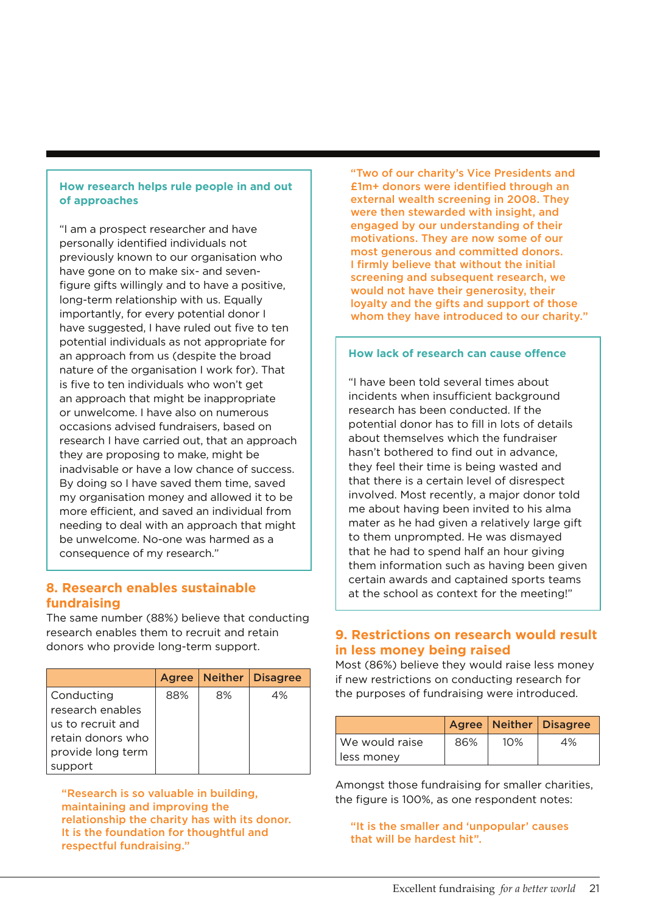### How research helps rule people in and out of approaches

"I am a prospect researcher and have personally identified individuals not previously known to our organisation who have gone on to make six- and seven-figure gifts willingly and to have a positive, long-term relationship with us. Equally importantly, for every potential donor I have suggested, I have ruled out five to ten potential individuals as not appropriate for an approach from us (despite the broad nature of the organisation I work for). That is five to ten individuals who won't get an approach that might be inappropriate or unwelcome. I have also on numerous occasions advised fundraisers, based on research I have carried out, that an approach they are proposing to make, might be inadvisable or have a low chance of success. By doing so I have saved them time, saved my organisation money and allowed it to be more efficient, and saved an individual from needing to deal with an approach that might be unwelcome. No-one was harmed as a consequence of my research."

## 8. Research enables sustainable fundraising

The same number (88%) believe that conducting research enables them to recruit and retain donors who provide long-term support.

| | Agree | Neither | Disagree |
|---|---|---|---|
| Conducting research enables us to recruit and retain donors who provide long term support | 88% | 8% | 4% |

"Research is so valuable in building, maintaining and improving the relationship the charity has with its donor. It is the foundation for thoughtful and respectful fundraising."

"Two of our charity's Vice Presidents and £1m+ donors were identified through an external wealth screening in 2008. They were then stewarded with insight, and engaged by our understanding of their motivations. They are now some of our most generous and committed donors. I firmly believe that without the initial screening and subsequent research, we would not have their generosity, their loyalty and the gifts and support of those whom they have introduced to our charity."

### How lack of research can cause offence

"I have been told several times about incidents when insufficient background research has been conducted. If the potential donor has to fill in lots of details about themselves which the fundraiser hasn't bothered to find out in advance, they feel their time is being wasted and that there is a certain level of disrespect involved. Most recently, a major donor told me about having been invited to his alma mater as he had given a relatively large gift to them unprompted. He was dismayed that he had to spend half an hour giving them information such as having been given certain awards and captained sports teams at the school as context for the meeting!"

## 9. Restrictions on research would result in less money being raised

Most (86%) believe they would raise less money if new restrictions on conducting research for the purposes of fundraising were introduced.

| | Agree | Neither | Disagree |
|---|---|---|---|
| We would raise less money | 86% | 10% | 4% |

Amongst those fundraising for smaller charities, the figure is 100%, as one respondent notes:

"It is the smaller and 'unpopular' causes that will be hardest hit".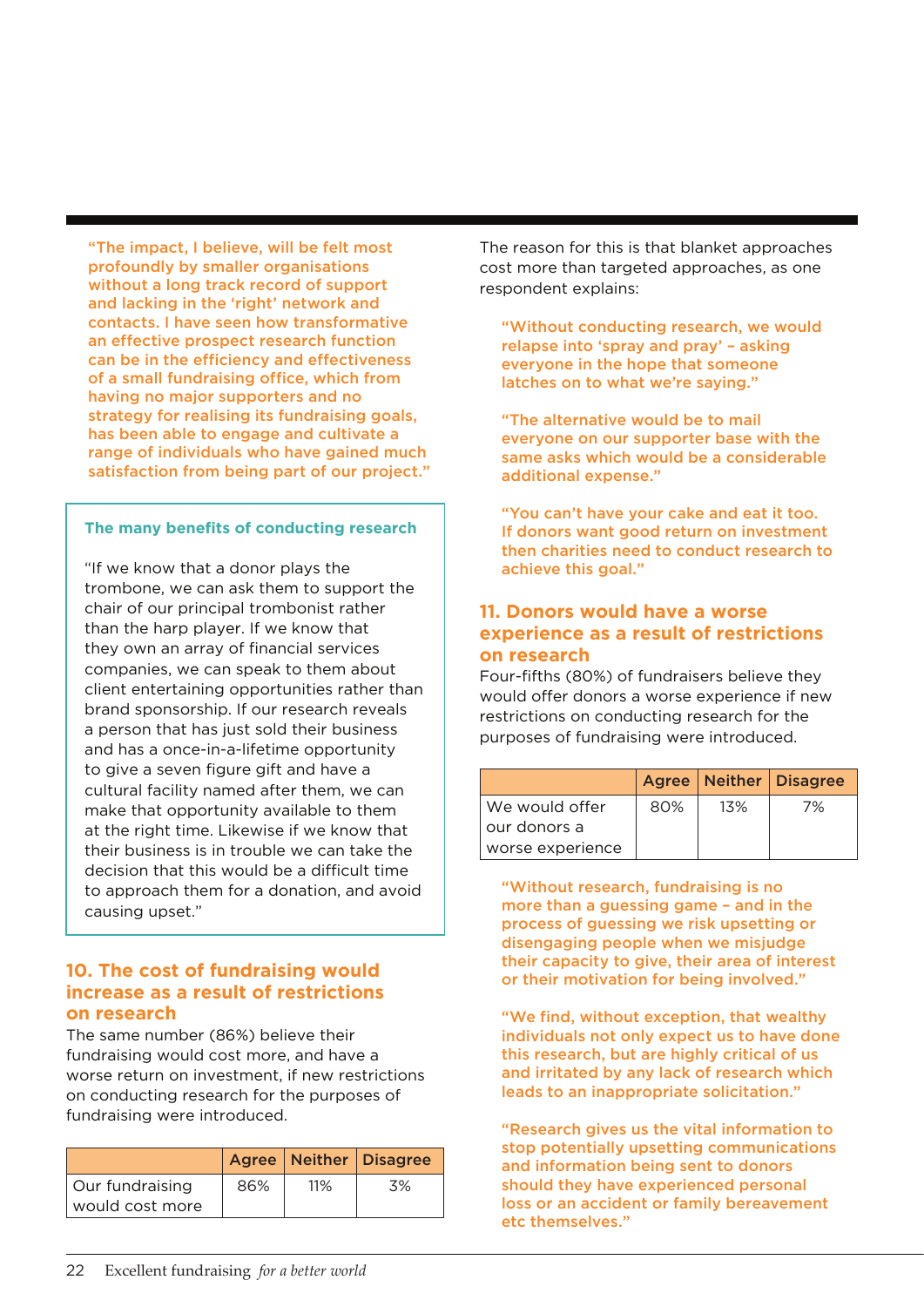"The impact, I believe, will be felt most profoundly by smaller organisations without a long track record of support and lacking in the 'right' network and contacts. I have seen how transformative an effective prospect research function can be in the efficiency and effectiveness of a small fundraising office, which from having no major supporters and no strategy for realising its fundraising goals, has been able to engage and cultivate a range of individuals who have gained much satisfaction from being part of our project."

**The many benefits of conducting research**

"If we know that a donor plays the trombone, we can ask them to support the chair of our principal trombonist rather than the harp player. If we know that they own an array of financial services companies, we can speak to them about client entertaining opportunities rather than brand sponsorship. If our research reveals a person that has just sold their business and has a once-in-a-lifetime opportunity to give a seven figure gift and have a cultural facility named after them, we can make that opportunity available to them at the right time. Likewise if we know that their business is in trouble we can take the decision that this would be a difficult time to approach them for a donation, and avoid causing upset."

## 10. The cost of fundraising would increase as a result of restrictions on research

The same number (86%) believe their fundraising would cost more, and have a worse return on investment, if new restrictions on conducting research for the purposes of fundraising were introduced.

| | Agree | Neither | Disagree |
|---|---|---|---|
| Our fundraising would cost more | 86% | 11% | 3% |

The reason for this is that blanket approaches cost more than targeted approaches, as one respondent explains:

"Without conducting research, we would relapse into 'spray and pray' – asking everyone in the hope that someone latches on to what we're saying."

"The alternative would be to mail everyone on our supporter base with the same asks which would be a considerable additional expense."

"You can't have your cake and eat it too. If donors want good return on investment then charities need to conduct research to achieve this goal."

## 11. Donors would have a worse experience as a result of restrictions on research

Four-fifths (80%) of fundraisers believe they would offer donors a worse experience if new restrictions on conducting research for the purposes of fundraising were introduced.

| | Agree | Neither | Disagree |
|---|---|---|---|
| We would offer our donors a worse experience | 80% | 13% | 7% |

"Without research, fundraising is no more than a guessing game – and in the process of guessing we risk upsetting or disengaging people when we misjudge their capacity to give, their area of interest or their motivation for being involved."

"We find, without exception, that wealthy individuals not only expect us to have done this research, but are highly critical of us and irritated by any lack of research which leads to an inappropriate solicitation."

"Research gives us the vital information to stop potentially upsetting communications and information being sent to donors should they have experienced personal loss or an accident or family bereavement etc themselves."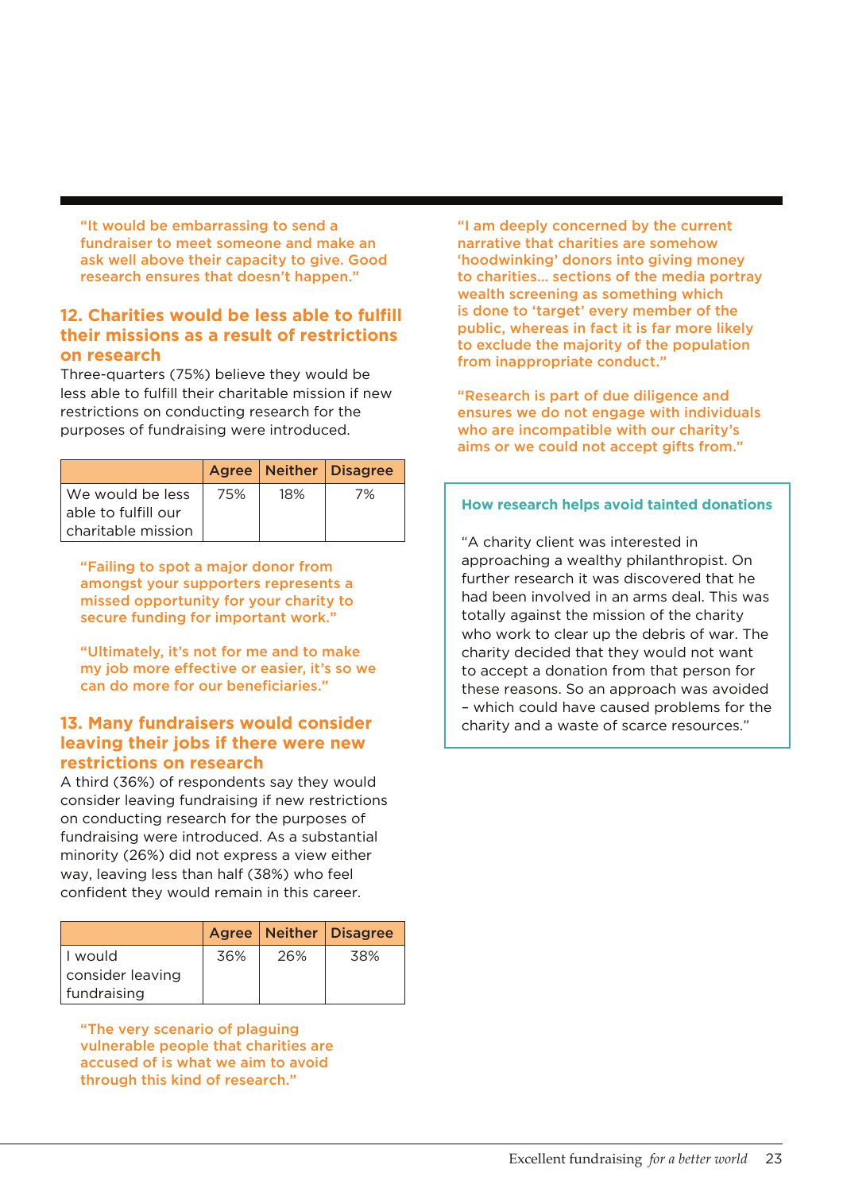"It would be embarrassing to send a fundraiser to meet someone and make an ask well above their capacity to give. Good research ensures that doesn't happen."

## 12. Charities would be less able to fulfill their missions as a result of restrictions on research

Three-quarters (75%) believe they would be less able to fulfill their charitable mission if new restrictions on conducting research for the purposes of fundraising were introduced.

| | Agree | Neither | Disagree |
|---|---|---|---|
| We would be less able to fulfill our charitable mission | 75% | 18% | 7% |

"Failing to spot a major donor from amongst your supporters represents a missed opportunity for your charity to secure funding for important work."

"Ultimately, it's not for me and to make my job more effective or easier, it's so we can do more for our beneficiaries."

## 13. Many fundraisers would consider leaving their jobs if there were new restrictions on research

A third (36%) of respondents say they would consider leaving fundraising if new restrictions on conducting research for the purposes of fundraising were introduced. As a substantial minority (26%) did not express a view either way, leaving less than half (38%) who feel confident they would remain in this career.

| | Agree | Neither | Disagree |
|---|---|---|---|
| I would consider leaving fundraising | 36% | 26% | 38% |

"The very scenario of plaguing vulnerable people that charities are accused of is what we aim to avoid through this kind of research."

"I am deeply concerned by the current narrative that charities are somehow 'hoodwinking' donors into giving money to charities… sections of the media portray wealth screening as something which is done to 'target' every member of the public, whereas in fact it is far more likely to exclude the majority of the population from inappropriate conduct."

"Research is part of due diligence and ensures we do not engage with individuals who are incompatible with our charity's aims or we could not accept gifts from."

### How research helps avoid tainted donations

"A charity client was interested in approaching a wealthy philanthropist. On further research it was discovered that he had been involved in an arms deal. This was totally against the mission of the charity who work to clear up the debris of war. The charity decided that they would not want to accept a donation from that person for these reasons. So an approach was avoided – which could have caused problems for the charity and a waste of scarce resources."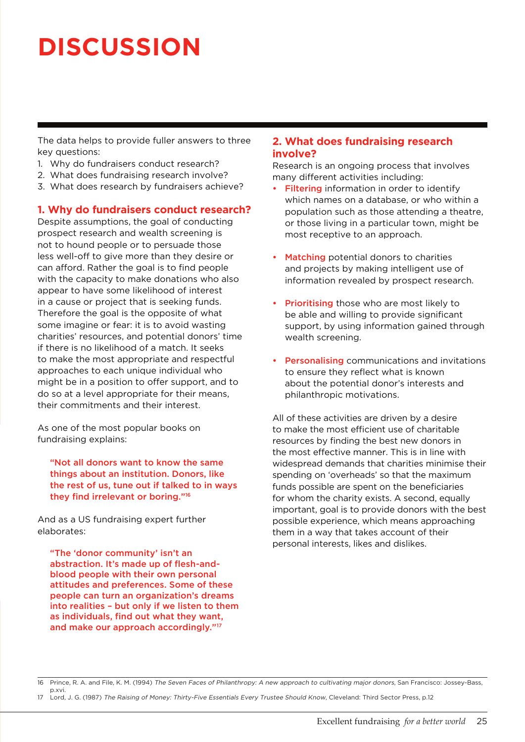# DISCUSSION

The data helps to provide fuller answers to three key questions:

1. Why do fundraisers conduct research?
2. What does fundraising research involve?
3. What does research by fundraisers achieve?

## 1. Why do fundraisers conduct research?

Despite assumptions, the goal of conducting prospect research and wealth screening is not to hound people or to persuade those less well-off to give more than they desire or can afford. Rather the goal is to find people with the capacity to make donations who also appear to have some likelihood of interest in a cause or project that is seeking funds. Therefore the goal is the opposite of what some imagine or fear: it is to avoid wasting charities' resources, and potential donors' time if there is no likelihood of a match. It seeks to make the most appropriate and respectful approaches to each unique individual who might be in a position to offer support, and to do so at a level appropriate for their means, their commitments and their interest.

As one of the most popular books on fundraising explains:

> **"Not all donors want to know the same things about an institution. Donors, like the rest of us, tune out if talked to in ways they find irrelevant or boring."[16]**

And as a US fundraising expert further elaborates:

> **"The 'donor community' isn't an abstraction. It's made up of flesh-and-blood people with their own personal attitudes and preferences. Some of these people can turn an organization's dreams into realities – but only if we listen to them as individuals, find out what they want, and make our approach accordingly."[17]**

## 2. What does fundraising research involve?

Research is an ongoing process that involves many different activities including:

- **Filtering** information in order to identify which names on a database, or who within a population such as those attending a theatre, or those living in a particular town, might be most receptive to an approach.
- **Matching** potential donors to charities and projects by making intelligent use of information revealed by prospect research.
- **Prioritising** those who are most likely to be able and willing to provide significant support, by using information gained through wealth screening.
- **Personalising** communications and invitations to ensure they reflect what is known about the potential donor's interests and philanthropic motivations.

All of these activities are driven by a desire to make the most efficient use of charitable resources by finding the best new donors in the most effective manner. This is in line with widespread demands that charities minimise their spending on 'overheads' so that the maximum funds possible are spent on the beneficiaries for whom the charity exists. A second, equally important, goal is to provide donors with the best possible experience, which means approaching them in a way that takes account of their personal interests, likes and dislikes.

---

16 Prince, R. A. and File, K. M. (1994) *The Seven Faces of Philanthropy: A new approach to cultivating major donors*, San Francisco: Jossey-Bass, p.xvi.

17 Lord, J. G. (1987) *The Raising of Money: Thirty-Five Essentials Every Trustee Should Know*, Cleveland: Third Sector Press, p.12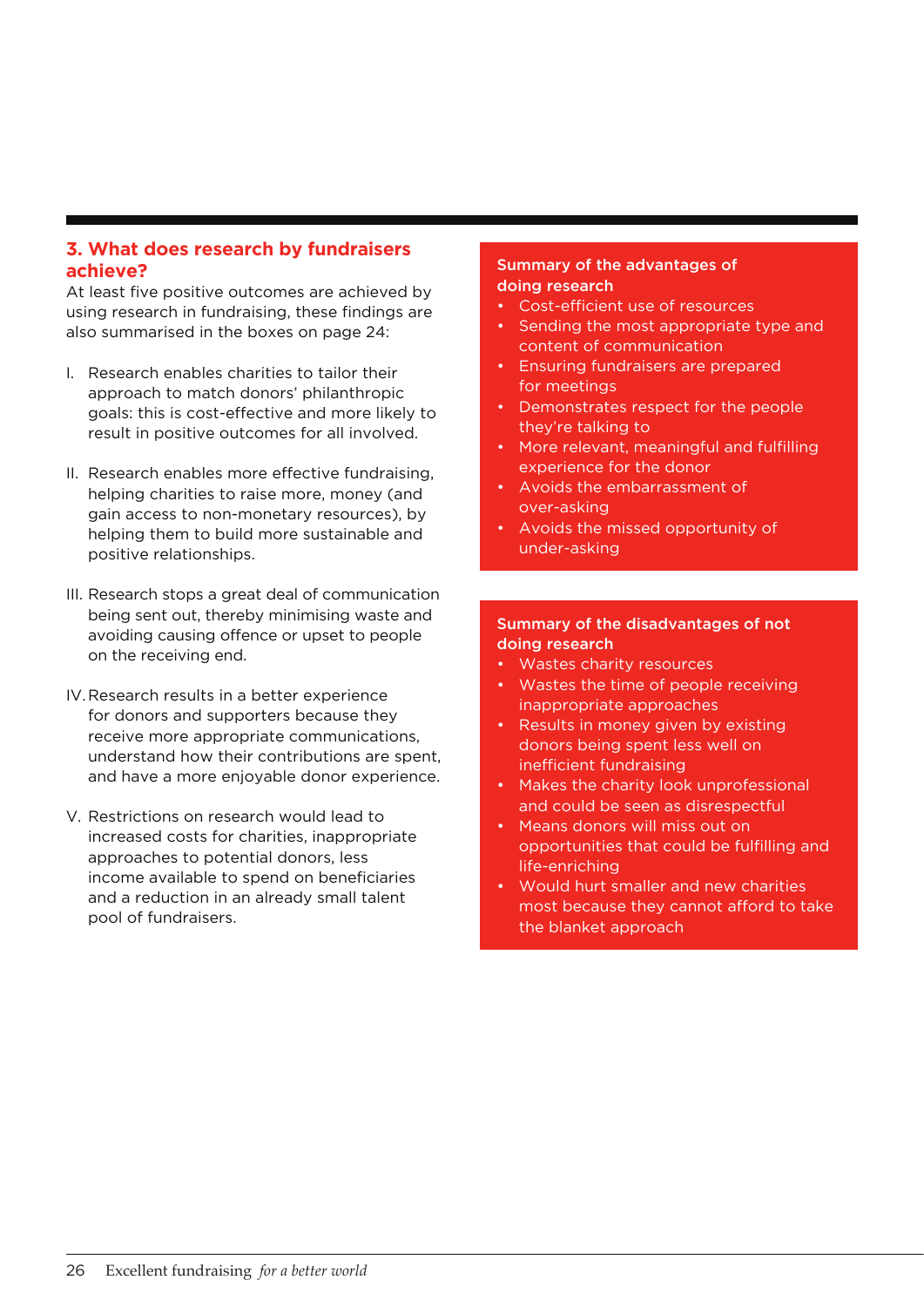## 3. What does research by fundraisers achieve?

At least five positive outcomes are achieved by using research in fundraising, these findings are also summarised in the boxes on page 24:

I. Research enables charities to tailor their approach to match donors' philanthropic goals: this is cost-effective and more likely to result in positive outcomes for all involved.

II. Research enables more effective fundraising, helping charities to raise more, money (and gain access to non-monetary resources), by helping them to build more sustainable and positive relationships.

III. Research stops a great deal of communication being sent out, thereby minimising waste and avoiding causing offence or upset to people on the receiving end.

IV. Research results in a better experience for donors and supporters because they receive more appropriate communications, understand how their contributions are spent, and have a more enjoyable donor experience.

V. Restrictions on research would lead to increased costs for charities, inappropriate approaches to potential donors, less income available to spend on beneficiaries and a reduction in an already small talent pool of fundraisers.

**Summary of the advantages of doing research**

- Cost-efficient use of resources
- Sending the most appropriate type and content of communication
- Ensuring fundraisers are prepared for meetings
- Demonstrates respect for the people they're talking to
- More relevant, meaningful and fulfilling experience for the donor
- Avoids the embarrassment of over-asking
- Avoids the missed opportunity of under-asking

**Summary of the disadvantages of not doing research**

- Wastes charity resources
- Wastes the time of people receiving inappropriate approaches
- Results in money given by existing donors being spent less well on inefficient fundraising
- Makes the charity look unprofessional and could be seen as disrespectful
- Means donors will miss out on opportunities that could be fulfilling and life-enriching
- Would hurt smaller and new charities most because they cannot afford to take the blanket approach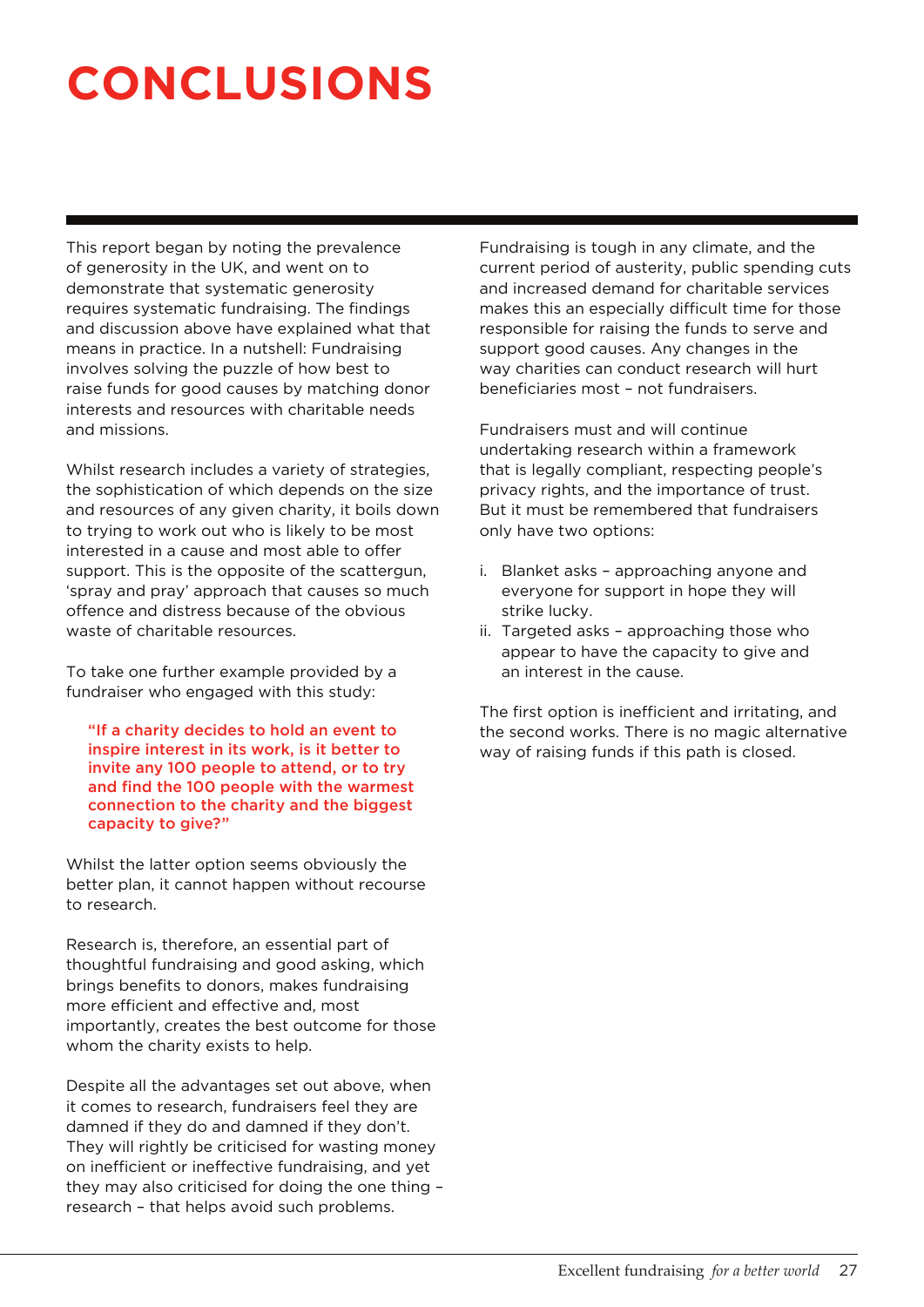# CONCLUSIONS

This report began by noting the prevalence of generosity in the UK, and went on to demonstrate that systematic generosity requires systematic fundraising. The findings and discussion above have explained what that means in practice. In a nutshell: Fundraising involves solving the puzzle of how best to raise funds for good causes by matching donor interests and resources with charitable needs and missions.

Whilst research includes a variety of strategies, the sophistication of which depends on the size and resources of any given charity, it boils down to trying to work out who is likely to be most interested in a cause and most able to offer support. This is the opposite of the scattergun, 'spray and pray' approach that causes so much offence and distress because of the obvious waste of charitable resources.

To take one further example provided by a fundraiser who engaged with this study:

> **"If a charity decides to hold an event to inspire interest in its work, is it better to invite any 100 people to attend, or to try and find the 100 people with the warmest connection to the charity and the biggest capacity to give?"**

Whilst the latter option seems obviously the better plan, it cannot happen without recourse to research.

Research is, therefore, an essential part of thoughtful fundraising and good asking, which brings benefits to donors, makes fundraising more efficient and effective and, most importantly, creates the best outcome for those whom the charity exists to help.

Despite all the advantages set out above, when it comes to research, fundraisers feel they are damned if they do and damned if they don't. They will rightly be criticised for wasting money on inefficient or ineffective fundraising, and yet they may also criticised for doing the one thing – research – that helps avoid such problems.

Fundraising is tough in any climate, and the current period of austerity, public spending cuts and increased demand for charitable services makes this an especially difficult time for those responsible for raising the funds to serve and support good causes. Any changes in the way charities can conduct research will hurt beneficiaries most – not fundraisers.

Fundraisers must and will continue undertaking research within a framework that is legally compliant, respecting people's privacy rights, and the importance of trust. But it must be remembered that fundraisers only have two options:

i. Blanket asks – approaching anyone and everyone for support in hope they will strike lucky.
ii. Targeted asks – approaching those who appear to have the capacity to give and an interest in the cause.

The first option is inefficient and irritating, and the second works. There is no magic alternative way of raising funds if this path is closed.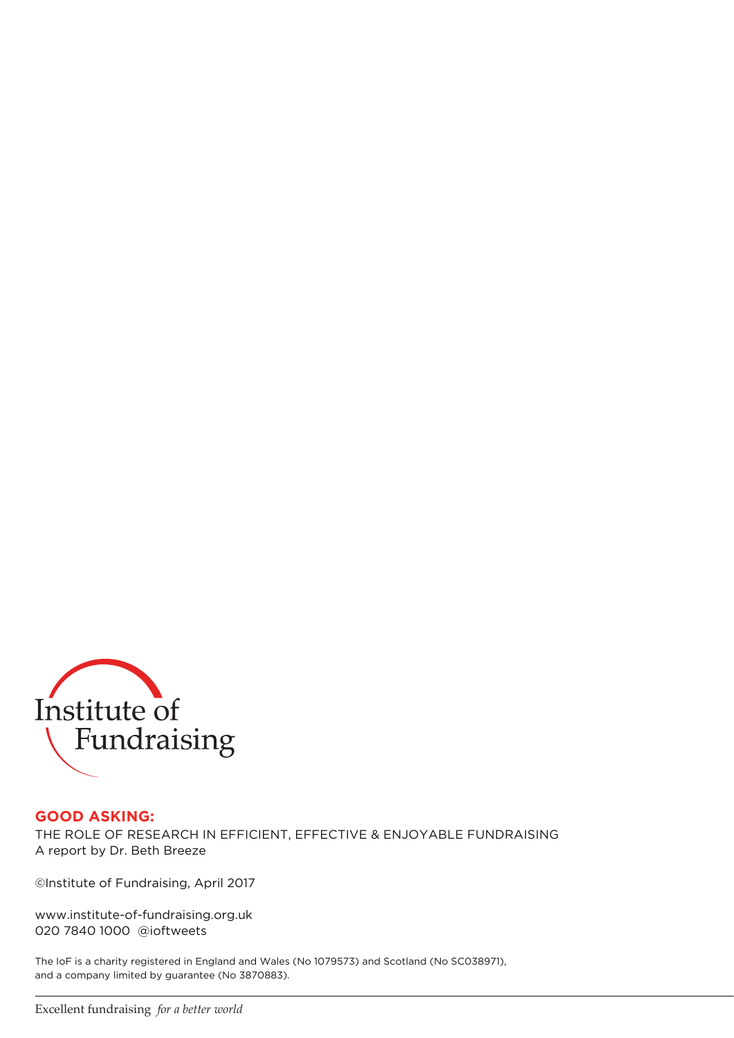Institute of Fundraising

**GOOD ASKING:**

THE ROLE OF RESEARCH IN EFFICIENT, EFFECTIVE & ENJOYABLE FUNDRAISING

A report by Dr. Beth Breeze

©Institute of Fundraising, April 2017

www.institute-of-fundraising.org.uk

020 7840 1000 @ioftweets

The IoF is a charity registered in England and Wales (No 1079573) and Scotland (No SC038971), and a company limited by guarantee (No 3870883).

Excellent fundraising *for a better world*